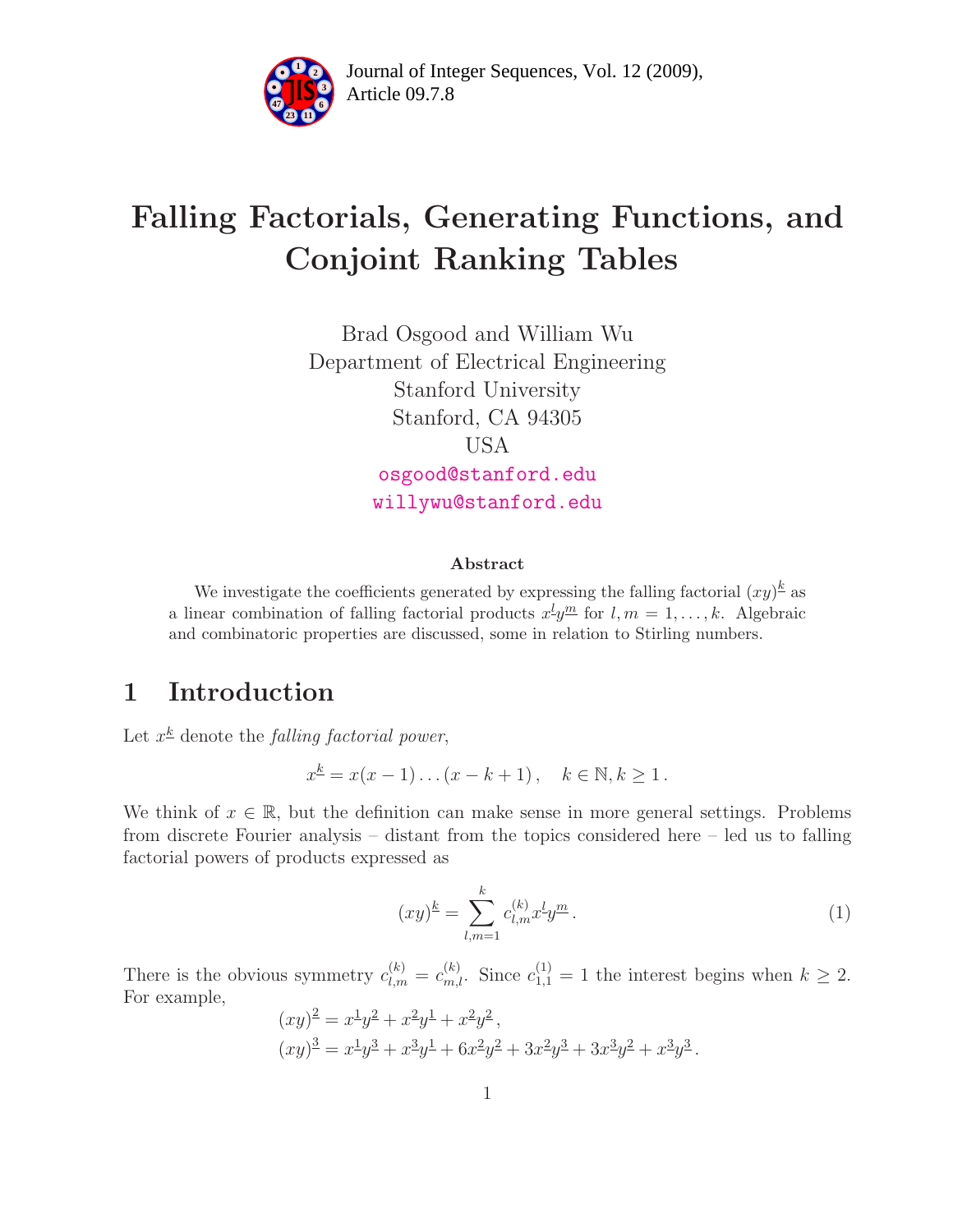# Falling Factorials, Generating Functions, and Conjoint Ranking Tables

Brad Osgood and William Wu
Department of Electrical Engineering
Stanford University
Stanford, CA 94305
USA

osgood@stanford.edu
willywu@stanford.edu

### Abstract

We investigate the coefficients generated by expressing the falling factorial $(xy)^{\underline{k}}$ as a linear combination of falling factorial products $x^{\underline{l}}y^{\underline{m}}$ for $l, m = 1, \ldots, k$. Algebraic and combinatoric properties are discussed, some in relation to Stirling numbers.

## 1 Introduction

Let $x^{\underline{k}}$ denote the *falling factorial power*,

$$x^{\underline{k}} = x(x-1)\ldots(x-k+1), \quad k \in \mathbb{N}, k \geq 1.$$

We think of $x \in \mathbb{R}$, but the definition can make sense in more general settings. Problems from discrete Fourier analysis – distant from the topics considered here – led us to falling factorial powers of products expressed as

$$(xy)^{\underline{k}} = \sum_{l,m=1}^{k} c_{l,m}^{(k)} x^{\underline{l}} y^{\underline{m}}. \tag{1}$$

There is the obvious symmetry $c_{l,m}^{(k)} = c_{m,l}^{(k)}$. Since $c_{1,1}^{(1)} = 1$ the interest begins when $k \geq 2$. For example,

$$(xy)^{\underline{2}} = x^{\underline{1}}y^{\underline{2}} + x^{\underline{2}}y^{\underline{1}} + x^{\underline{2}}y^{\underline{2}},$$
$$(xy)^{\underline{3}} = x^{\underline{1}}y^{\underline{3}} + x^{\underline{3}}y^{\underline{1}} + 6x^{\underline{2}}y^{\underline{2}} + 3x^{\underline{2}}y^{\underline{3}} + 3x^{\underline{3}}y^{\underline{2}} + x^{\underline{3}}y^{\underline{3}}.$$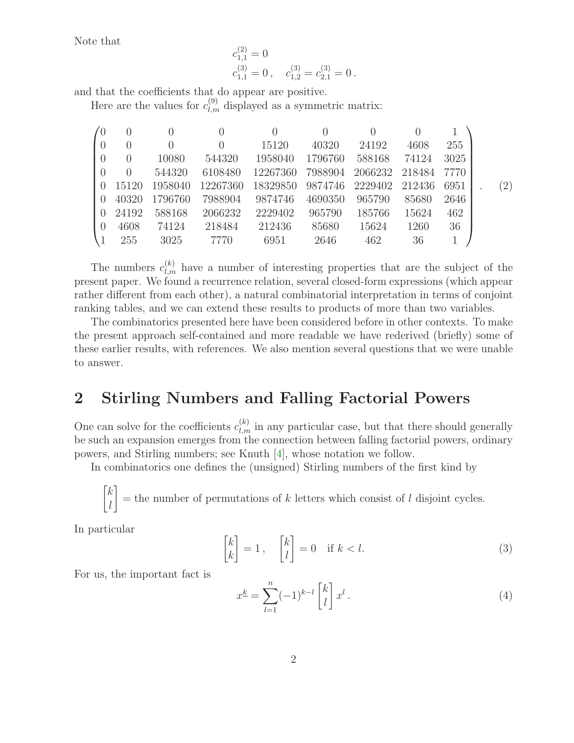Note that

$$c_{1,1}^{(2)} = 0$$
$$c_{1,1}^{(3)} = 0\,, \quad c_{1,2}^{(3)} = c_{2,1}^{(3)} = 0\,.$$

and that the coefficients that do appear are positive.

Here are the values for $c_{l,m}^{(9)}$ displayed as a symmetric matrix:

$$\begin{pmatrix}
0 & 0 & 0 & 0 & 0 & 0 & 0 & 0 & 1 \\
0 & 0 & 0 & 0 & 15120 & 40320 & 24192 & 4608 & 255 \\
0 & 0 & 10080 & 544320 & 1958040 & 1796760 & 588168 & 74124 & 3025 \\
0 & 0 & 544320 & 6108480 & 12267360 & 7988904 & 2066232 & 218484 & 7770 \\
0 & 15120 & 1958040 & 12267360 & 18329850 & 9874746 & 2229402 & 212436 & 6951 \\
0 & 40320 & 1796760 & 7988904 & 9874746 & 4690350 & 965790 & 85680 & 2646 \\
0 & 24192 & 588168 & 2066232 & 2229402 & 965790 & 185766 & 15624 & 462 \\
0 & 4608 & 74124 & 218484 & 212436 & 85680 & 15624 & 1260 & 36 \\
1 & 255 & 3025 & 7770 & 6951 & 2646 & 462 & 36 & 1
\end{pmatrix}. \tag{2}$$

The numbers $c_{l,m}^{(k)}$ have a number of interesting properties that are the subject of the present paper. We found a recurrence relation, several closed-form expressions (which appear rather different from each other), a natural combinatorial interpretation in terms of conjoint ranking tables, and we can extend these results to products of more than two variables.

The combinatorics presented here have been considered before in other contexts. To make the present approach self-contained and more readable we have rederived (briefly) some of these earlier results, with references. We also mention several questions that we were unable to answer.

## 2 Stirling Numbers and Falling Factorial Powers

One can solve for the coefficients $c_{l,m}^{(k)}$ in any particular case, but that there should generally be such an expansion emerges from the connection between falling factorial powers, ordinary powers, and Stirling numbers; see Knuth [4], whose notation we follow.

In combinatorics one defines the (unsigned) Stirling numbers of the first kind by

$$\begin{bmatrix} k \\ l \end{bmatrix} = \text{the number of permutations of } k \text{ letters which consist of } l \text{ disjoint cycles.}$$

In particular

$$\begin{bmatrix} k \\ k \end{bmatrix} = 1\,, \quad \begin{bmatrix} k \\ l \end{bmatrix} = 0 \quad \text{if } k < l. \tag{3}$$

For us, the important fact is

$$x^{\underline{k}} = \sum_{l=1}^{n} (-1)^{k-l} \begin{bmatrix} k \\ l \end{bmatrix} x^l\,. \tag{4}$$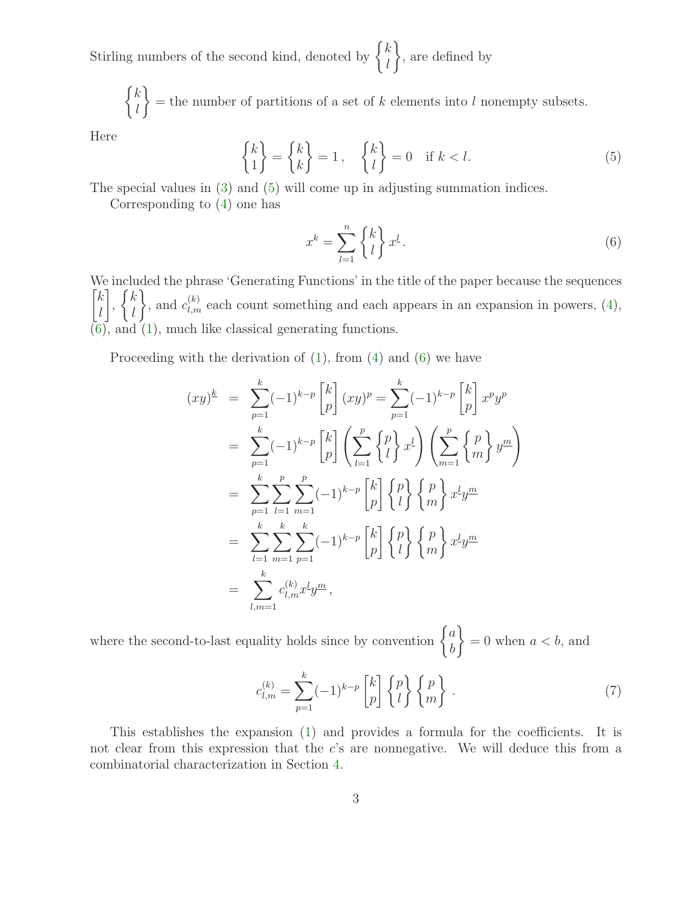Stirling numbers of the second kind, denoted by $\left\{ k \atop l \right\}$, are defined by

$$\left\{ k \atop l \right\} = \text{the number of partitions of a set of } k \text{ elements into } l \text{ nonempty subsets.}$$

Here

$$\left\{ k \atop 1 \right\} = \left\{ k \atop k \right\} = 1\,, \quad \left\{ k \atop l \right\} = 0 \quad \text{if } k < l. \tag{5}$$

The special values in (3) and (5) will come up in adjusting summation indices.

Corresponding to (4) one has

$$x^k = \sum_{l=1}^{n} \left\{ k \atop l \right\} x^{\underline{l}}. \tag{6}$$

We included the phrase 'Generating Functions' in the title of the paper because the sequences $\left[ k \atop l \right]$, $\left\{ k \atop l \right\}$, and $c_{l,m}^{(k)}$ each count something and each appears in an expansion in powers, (4), (6), and (1), much like classical generating functions.

Proceeding with the derivation of (1), from (4) and (6) we have

$$\begin{aligned}
(xy)^{\underline{k}} &= \sum_{p=1}^{k} (-1)^{k-p} \left[ k \atop p \right] (xy)^p = \sum_{p=1}^{k} (-1)^{k-p} \left[ k \atop p \right] x^p y^p \\
&= \sum_{p=1}^{k} (-1)^{k-p} \left[ k \atop p \right] \left( \sum_{l=1}^{p} \left\{ p \atop l \right\} x^{\underline{l}} \right) \left( \sum_{m=1}^{p} \left\{ p \atop m \right\} y^{\underline{m}} \right) \\
&= \sum_{p=1}^{k} \sum_{l=1}^{p} \sum_{m=1}^{p} (-1)^{k-p} \left[ k \atop p \right] \left\{ p \atop l \right\} \left\{ p \atop m \right\} x^{\underline{l}} y^{\underline{m}} \\
&= \sum_{l=1}^{k} \sum_{m=1}^{k} \sum_{p=1}^{k} (-1)^{k-p} \left[ k \atop p \right] \left\{ p \atop l \right\} \left\{ p \atop m \right\} x^{\underline{l}} y^{\underline{m}} \\
&= \sum_{l,m=1}^{k} c_{l,m}^{(k)} x^{\underline{l}} y^{\underline{m}}\,,
\end{aligned}$$

where the second-to-last equality holds since by convention $\left\{ a \atop b \right\} = 0$ when $a < b$, and

$$c_{l,m}^{(k)} = \sum_{p=1}^{k} (-1)^{k-p} \left[ k \atop p \right] \left\{ p \atop l \right\} \left\{ p \atop m \right\}\,. \tag{7}$$

This establishes the expansion (1) and provides a formula for the coefficients. It is not clear from this expression that the $c$'s are nonnegative. We will deduce this from a combinatorial characterization in Section 4.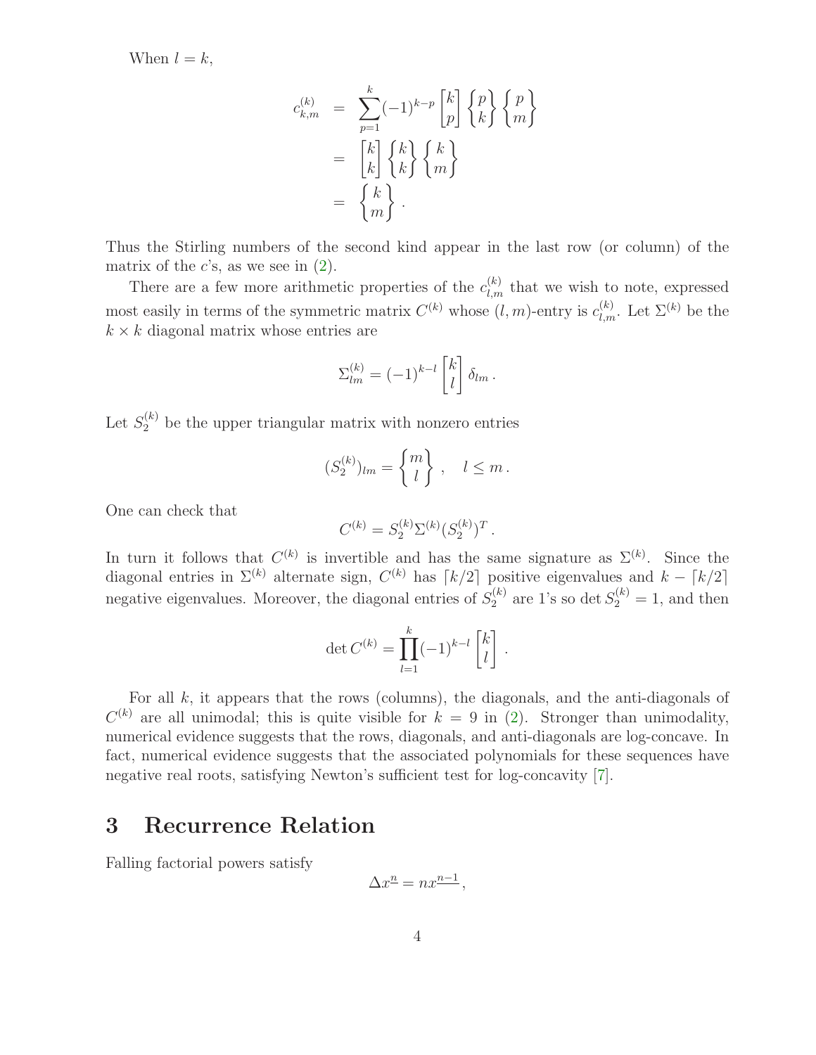When $l = k$,

$$
\begin{aligned}
c_{k,m}^{(k)} &= \sum_{p=1}^{k} (-1)^{k-p} \begin{bmatrix} k \\ p \end{bmatrix} \begin{Bmatrix} p \\ k \end{Bmatrix} \begin{Bmatrix} p \\ m \end{Bmatrix} \\
&= \begin{bmatrix} k \\ k \end{bmatrix} \begin{Bmatrix} k \\ k \end{Bmatrix} \begin{Bmatrix} k \\ m \end{Bmatrix} \\
&= \begin{Bmatrix} k \\ m \end{Bmatrix} .
\end{aligned}
$$

Thus the Stirling numbers of the second kind appear in the last row (or column) of the matrix of the $c$'s, as we see in (2).

There are a few more arithmetic properties of the $c_{l,m}^{(k)}$ that we wish to note, expressed most easily in terms of the symmetric matrix $C^{(k)}$ whose $(l,m)$-entry is $c_{l,m}^{(k)}$. Let $\Sigma^{(k)}$ be the $k \times k$ diagonal matrix whose entries are

$$
\Sigma_{lm}^{(k)} = (-1)^{k-l} \begin{bmatrix} k \\ l \end{bmatrix} \delta_{lm} .
$$

Let $S_2^{(k)}$ be the upper triangular matrix with nonzero entries

$$
(S_2^{(k)})_{lm} = \begin{Bmatrix} m \\ l \end{Bmatrix} , \quad l \leq m .
$$

One can check that

$$
C^{(k)} = S_2^{(k)} \Sigma^{(k)} (S_2^{(k)})^T .
$$

In turn it follows that $C^{(k)}$ is invertible and has the same signature as $\Sigma^{(k)}$. Since the diagonal entries in $\Sigma^{(k)}$ alternate sign, $C^{(k)}$ has $\lceil k/2 \rceil$ positive eigenvalues and $k - \lceil k/2 \rceil$ negative eigenvalues. Moreover, the diagonal entries of $S_2^{(k)}$ are 1's so $\det S_2^{(k)} = 1$, and then

$$
\det C^{(k)} = \prod_{l=1}^{k} (-1)^{k-l} \begin{bmatrix} k \\ l \end{bmatrix} .
$$

For all $k$, it appears that the rows (columns), the diagonals, and the anti-diagonals of $C^{(k)}$ are all unimodal; this is quite visible for $k = 9$ in (2). Stronger than unimodality, numerical evidence suggests that the rows, diagonals, and anti-diagonals are log-concave. In fact, numerical evidence suggests that the associated polynomials for these sequences have negative real roots, satisfying Newton's sufficient test for log-concavity [7].

## 3 Recurrence Relation

Falling factorial powers satisfy

$$
\Delta x^{\underline{n}} = n x^{\underline{n-1}} ,
$$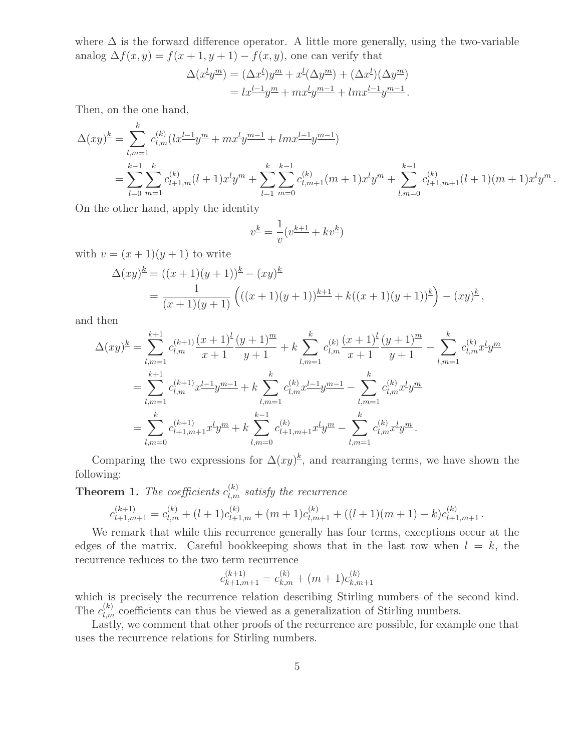where $\Delta$ is the forward difference operator. A little more generally, using the two-variable analog $\Delta f(x, y) = f(x+1, y+1) - f(x, y)$, one can verify that

$$
\begin{aligned}
\Delta(x^{\underline{l}} y^{\underline{m}}) &= (\Delta x^{\underline{l}}) y^{\underline{m}} + x^{\underline{l}}(\Delta y^{\underline{m}}) + (\Delta x^{\underline{l}})(\Delta y^{\underline{m}}) \\
&= l x^{\underline{l-1}} y^{\underline{m}} + m x^{\underline{l}} y^{\underline{m-1}} + lm x^{\underline{l-1}} y^{\underline{m-1}} .
\end{aligned}
$$

Then, on the one hand,

$$
\begin{aligned}
\Delta(xy)^{\underline{k}} &= \sum_{l,m=1}^{k} c_{l,m}^{(k)} (l x^{\underline{l-1}} y^{\underline{m}} + m x^{\underline{l}} y^{\underline{m-1}} + lm x^{\underline{l-1}} y^{\underline{m-1}}) \\
&= \sum_{l=0}^{k-1} \sum_{m=1}^{k} c_{l+1,m}^{(k)} (l+1) x^{\underline{l}} y^{\underline{m}} + \sum_{l=1}^{k} \sum_{m=0}^{k-1} c_{l,m+1}^{(k)} (m+1) x^{\underline{l}} y^{\underline{m}} + \sum_{l,m=0}^{k-1} c_{l+1,m+1}^{(k)} (l+1)(m+1) x^{\underline{l}} y^{\underline{m}} .
\end{aligned}
$$

On the other hand, apply the identity

$$
v^{\underline{k}} = \frac{1}{v}(v^{\underline{k+1}} + k v^{\underline{k}})
$$

with $v = (x+1)(y+1)$ to write

$$
\begin{aligned}
\Delta(xy)^{\underline{k}} &= ((x+1)(y+1))^{\underline{k}} - (xy)^{\underline{k}} \\
&= \frac{1}{(x+1)(y+1)} \left( ((x+1)(y+1))^{\underline{k+1}} + k((x+1)(y+1))^{\underline{k}} \right) - (xy)^{\underline{k}} ,
\end{aligned}
$$

and then

$$
\begin{aligned}
\Delta(xy)^{\underline{k}} &= \sum_{l,m=1}^{k+1} c_{l,m}^{(k+1)} \frac{(x+1)^{\underline{l}}}{x+1} \frac{(y+1)^{\underline{m}}}{y+1} + k \sum_{l,m=1}^{k} c_{l,m}^{(k)} \frac{(x+1)^{\underline{l}}}{x+1} \frac{(y+1)^{\underline{m}}}{y+1} - \sum_{l,m=1}^{k} c_{l,m}^{(k)} x^{\underline{l}} y^{\underline{m}} \\
&= \sum_{l,m=1}^{k+1} c_{l,m}^{(k+1)} x^{\underline{l-1}} y^{\underline{m-1}} + k \sum_{l,m=1}^{k} c_{l,m}^{(k)} x^{\underline{l-1}} y^{\underline{m-1}} - \sum_{l,m=1}^{k} c_{l,m}^{(k)} x^{\underline{l}} y^{\underline{m}} \\
&= \sum_{l,m=0}^{k} c_{l+1,m+1}^{(k+1)} x^{\underline{l}} y^{\underline{m}} + k \sum_{l,m=0}^{k-1} c_{l+1,m+1}^{(k)} x^{\underline{l}} y^{\underline{m}} - \sum_{l,m=1}^{k} c_{l,m}^{(k)} x^{\underline{l}} y^{\underline{m}} .
\end{aligned}
$$

Comparing the two expressions for $\Delta(xy)^{\underline{k}}$, and rearranging terms, we have shown the following:

**Theorem 1.** *The coefficients $c_{l,m}^{(k)}$ satisfy the recurrence*

$$
c_{l+1,m+1}^{(k+1)} = c_{l,m}^{(k)} + (l+1) c_{l+1,m}^{(k)} + (m+1) c_{l,m+1}^{(k)} + ((l+1)(m+1) - k) c_{l+1,m+1}^{(k)} .
$$

We remark that while this recurrence generally has four terms, exceptions occur at the edges of the matrix. Careful bookkeeping shows that in the last row when $l = k$, the recurrence reduces to the two term recurrence

$$
c_{k+1,m+1}^{(k+1)} = c_{k,m}^{(k)} + (m+1) c_{k,m+1}^{(k)}
$$

which is precisely the recurrence relation describing Stirling numbers of the second kind. The $c_{l,m}^{(k)}$ coefficients can thus be viewed as a generalization of Stirling numbers.

Lastly, we comment that other proofs of the recurrence are possible, for example one that uses the recurrence relations for Stirling numbers.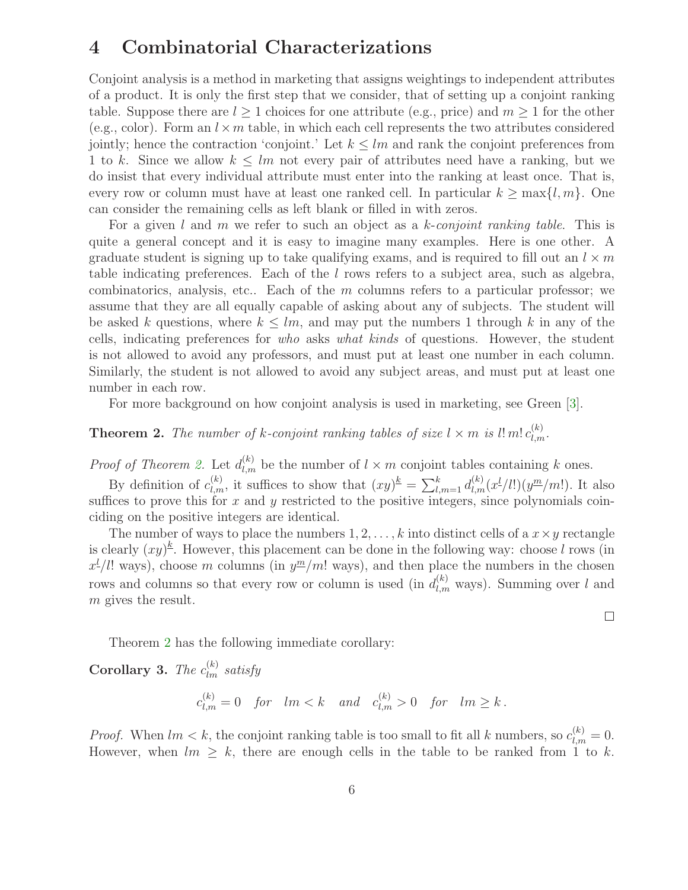# 4 Combinatorial Characterizations

Conjoint analysis is a method in marketing that assigns weightings to independent attributes of a product. It is only the first step that we consider, that of setting up a conjoint ranking table. Suppose there are $l \geq 1$ choices for one attribute (e.g., price) and $m \geq 1$ for the other (e.g., color). Form an $l \times m$ table, in which each cell represents the two attributes considered jointly; hence the contraction 'conjoint.' Let $k \leq lm$ and rank the conjoint preferences from 1 to $k$. Since we allow $k \leq lm$ not every pair of attributes need have a ranking, but we do insist that every individual attribute must enter into the ranking at least once. That is, every row or column must have at least one ranked cell. In particular $k \geq \max\{l, m\}$. One can consider the remaining cells as left blank or filled in with zeros.

For a given $l$ and $m$ we refer to such an object as a *$k$-conjoint ranking table*. This is quite a general concept and it is easy to imagine many examples. Here is one other. A graduate student is signing up to take qualifying exams, and is required to fill out an $l \times m$ table indicating preferences. Each of the $l$ rows refers to a subject area, such as algebra, combinatorics, analysis, etc.. Each of the $m$ columns refers to a particular professor; we assume that they are all equally capable of asking about any of subjects. The student will be asked $k$ questions, where $k \leq lm$, and may put the numbers 1 through $k$ in any of the cells, indicating preferences for *who* asks *what kinds* of questions. However, the student is not allowed to avoid any professors, and must put at least one number in each column. Similarly, the student is not allowed to avoid any subject areas, and must put at least one number in each row.

For more background on how conjoint analysis is used in marketing, see Green [3].

**Theorem 2.** *The number of $k$-conjoint ranking tables of size $l \times m$ is $l!\, m!\, c_{l,m}^{(k)}$.*

*Proof of Theorem 2.* Let $d_{l,m}^{(k)}$ be the number of $l \times m$ conjoint tables containing $k$ ones.

By definition of $c_{l,m}^{(k)}$, it suffices to show that $(xy)^{\underline{k}} = \sum_{l,m=1}^{k} d_{l,m}^{(k)} (x^{\underline{l}}/l!)(y^{\underline{m}}/m!)$. It also suffices to prove this for $x$ and $y$ restricted to the positive integers, since polynomials coinciding on the positive integers are identical.

The number of ways to place the numbers $1, 2, \ldots, k$ into distinct cells of a $x \times y$ rectangle is clearly $(xy)^{\underline{k}}$. However, this placement can be done in the following way: choose $l$ rows (in $x^{\underline{l}}/l!$ ways), choose $m$ columns (in $y^{\underline{m}}/m!$ ways), and then place the numbers in the chosen rows and columns so that every row or column is used (in $d_{l,m}^{(k)}$ ways). Summing over $l$ and $m$ gives the result.

□

Theorem 2 has the following immediate corollary:

**Corollary 3.** *The $c_{lm}^{(k)}$ satisfy*

$$c_{l,m}^{(k)} = 0 \quad \textit{for} \quad lm < k \quad \textit{and} \quad c_{l,m}^{(k)} > 0 \quad \textit{for} \quad lm \geq k\,.$$

*Proof.* When $lm < k$, the conjoint ranking table is too small to fit all $k$ numbers, so $c_{l,m}^{(k)} = 0$. However, when $lm \geq k$, there are enough cells in the table to be ranked from 1 to $k$.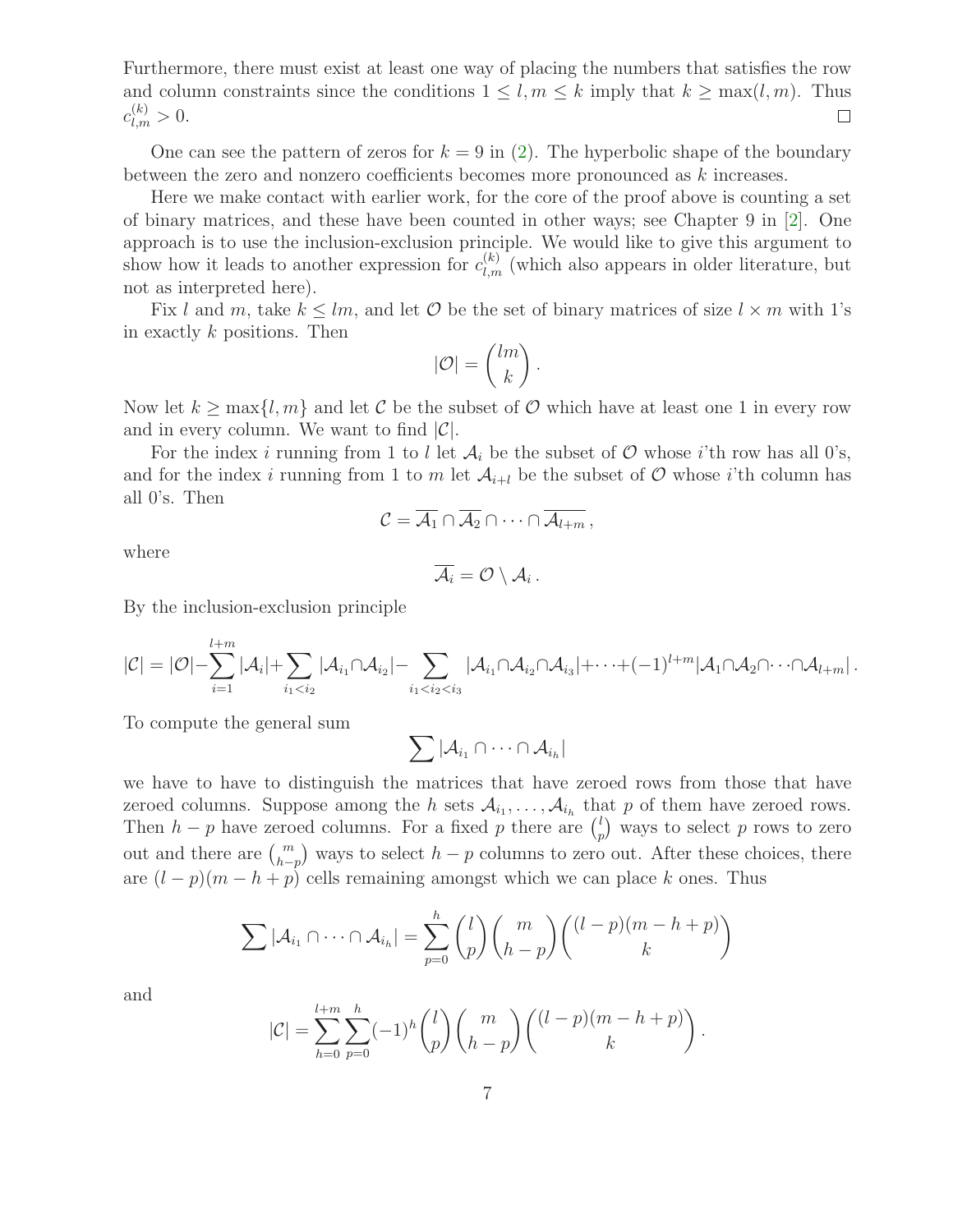Furthermore, there must exist at least one way of placing the numbers that satisfies the row and column constraints since the conditions $1 \le l, m \le k$ imply that $k \ge \max(l, m)$. Thus $c^{(k)}_{l,m} > 0$. □

One can see the pattern of zeros for $k = 9$ in (2). The hyperbolic shape of the boundary between the zero and nonzero coefficients becomes more pronounced as $k$ increases.

Here we make contact with earlier work, for the core of the proof above is counting a set of binary matrices, and these have been counted in other ways; see Chapter 9 in [2]. One approach is to use the inclusion-exclusion principle. We would like to give this argument to show how it leads to another expression for $c^{(k)}_{l,m}$ (which also appears in older literature, but not as interpreted here).

Fix $l$ and $m$, take $k \le lm$, and let $\mathcal{O}$ be the set of binary matrices of size $l \times m$ with 1's in exactly $k$ positions. Then

$$|\mathcal{O}| = \binom{lm}{k}.$$

Now let $k \ge \max\{l, m\}$ and let $\mathcal{C}$ be the subset of $\mathcal{O}$ which have at least one 1 in every row and in every column. We want to find $|\mathcal{C}|$.

For the index $i$ running from 1 to $l$ let $\mathcal{A}_i$ be the subset of $\mathcal{O}$ whose $i$'th row has all 0's, and for the index $i$ running from 1 to $m$ let $\mathcal{A}_{i+l}$ be the subset of $\mathcal{O}$ whose $i$'th column has all 0's. Then

$$\mathcal{C} = \overline{\mathcal{A}_1} \cap \overline{\mathcal{A}_2} \cap \cdots \cap \overline{\mathcal{A}_{l+m}},$$

where

$$\overline{\mathcal{A}_i} = \mathcal{O} \setminus \mathcal{A}_i.$$

By the inclusion-exclusion principle

$$|\mathcal{C}| = |\mathcal{O}| - \sum_{i=1}^{l+m} |\mathcal{A}_i| + \sum_{i_1<i_2} |\mathcal{A}_{i_1} \cap \mathcal{A}_{i_2}| - \sum_{i_1<i_2<i_3} |\mathcal{A}_{i_1} \cap \mathcal{A}_{i_2} \cap \mathcal{A}_{i_3}| + \cdots + (-1)^{l+m} |\mathcal{A}_1 \cap \mathcal{A}_2 \cap \cdots \cap \mathcal{A}_{l+m}|.$$

To compute the general sum

$$\sum |\mathcal{A}_{i_1} \cap \cdots \cap \mathcal{A}_{i_h}|$$

we have to have to distinguish the matrices that have zeroed rows from those that have zeroed columns. Suppose among the $h$ sets $\mathcal{A}_{i_1}, \ldots, \mathcal{A}_{i_h}$ that $p$ of them have zeroed rows. Then $h - p$ have zeroed columns. For a fixed $p$ there are $\binom{l}{p}$ ways to select $p$ rows to zero out and there are $\binom{m}{h-p}$ ways to select $h - p$ columns to zero out. After these choices, there are $(l - p)(m - h + p)$ cells remaining amongst which we can place $k$ ones. Thus

$$\sum |\mathcal{A}_{i_1} \cap \cdots \cap \mathcal{A}_{i_h}| = \sum_{p=0}^{h} \binom{l}{p} \binom{m}{h-p} \binom{(l-p)(m-h+p)}{k}$$

and

$$|\mathcal{C}| = \sum_{h=0}^{l+m} \sum_{p=0}^{h} (-1)^h \binom{l}{p} \binom{m}{h-p} \binom{(l-p)(m-h+p)}{k}.$$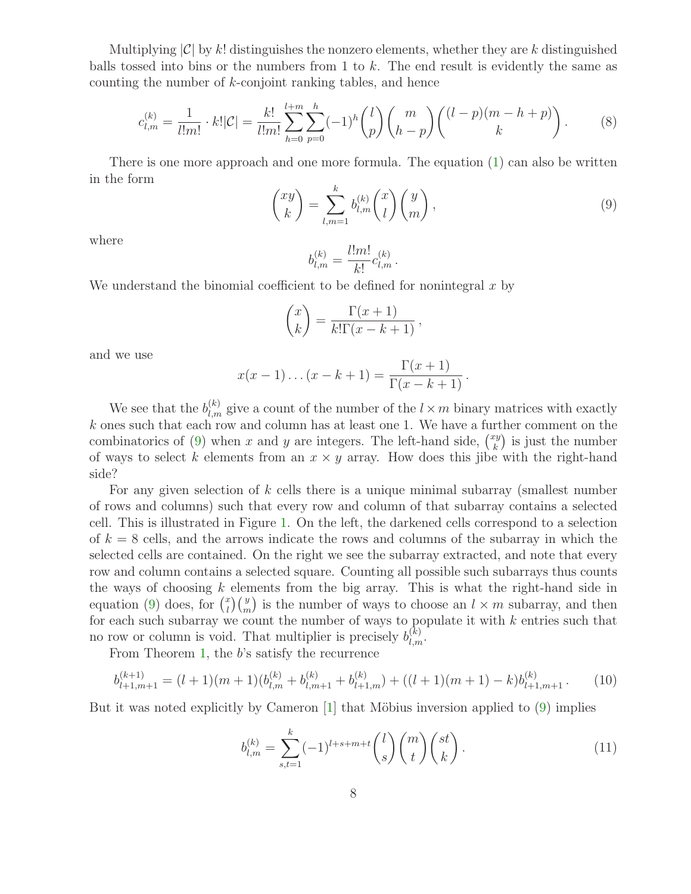Multiplying $|\mathcal{C}|$ by $k!$ distinguishes the nonzero elements, whether they are $k$ distinguished balls tossed into bins or the numbers from 1 to $k$. The end result is evidently the same as counting the number of $k$-conjoint ranking tables, and hence

$$c_{l,m}^{(k)} = \frac{1}{l!m!} \cdot k!|\mathcal{C}| = \frac{k!}{l!m!} \sum_{h=0}^{l+m} \sum_{p=0}^{h} (-1)^h \binom{l}{p} \binom{m}{h-p} \binom{(l-p)(m-h+p)}{k}. \tag{8}$$

There is one more approach and one more formula. The equation (1) can also be written in the form

$$\binom{xy}{k} = \sum_{l,m=1}^{k} b_{l,m}^{(k)} \binom{x}{l} \binom{y}{m}, \tag{9}$$

where

$$b_{l,m}^{(k)} = \frac{l!m!}{k!} c_{l,m}^{(k)}.$$

We understand the binomial coefficient to be defined for nonintegral $x$ by

$$\binom{x}{k} = \frac{\Gamma(x+1)}{k!\Gamma(x-k+1)},$$

and we use

$$x(x-1)\dots(x-k+1) = \frac{\Gamma(x+1)}{\Gamma(x-k+1)}.$$

We see that the $b_{l,m}^{(k)}$ give a count of the number of the $l \times m$ binary matrices with exactly $k$ ones such that each row and column has at least one 1. We have a further comment on the combinatorics of (9) when $x$ and $y$ are integers. The left-hand side, $\binom{xy}{k}$ is just the number of ways to select $k$ elements from an $x \times y$ array. How does this jibe with the right-hand side?

For any given selection of $k$ cells there is a unique minimal subarray (smallest number of rows and columns) such that every row and column of that subarray contains a selected cell. This is illustrated in Figure 1. On the left, the darkened cells correspond to a selection of $k = 8$ cells, and the arrows indicate the rows and columns of the subarray in which the selected cells are contained. On the right we see the subarray extracted, and note that every row and column contains a selected square. Counting all possible such subarrays thus counts the ways of choosing $k$ elements from the big array. This is what the right-hand side in equation (9) does, for $\binom{x}{l}\binom{y}{m}$ is the number of ways to choose an $l \times m$ subarray, and then for each such subarray we count the number of ways to populate it with $k$ entries such that no row or column is void. That multiplier is precisely $b_{l,m}^{(k)}$.

From Theorem 1, the $b$'s satisfy the recurrence

$$b_{l+1,m+1}^{(k+1)} = (l+1)(m+1)(b_{l,m}^{(k)} + b_{l,m+1}^{(k)} + b_{l+1,m}^{(k)}) + ((l+1)(m+1) - k) b_{l+1,m+1}^{(k)}. \tag{10}$$

But it was noted explicitly by Cameron [1] that Möbius inversion applied to (9) implies

$$b_{l,m}^{(k)} = \sum_{s,t=1}^{k} (-1)^{l+s+m+t} \binom{l}{s} \binom{m}{t} \binom{st}{k}. \tag{11}$$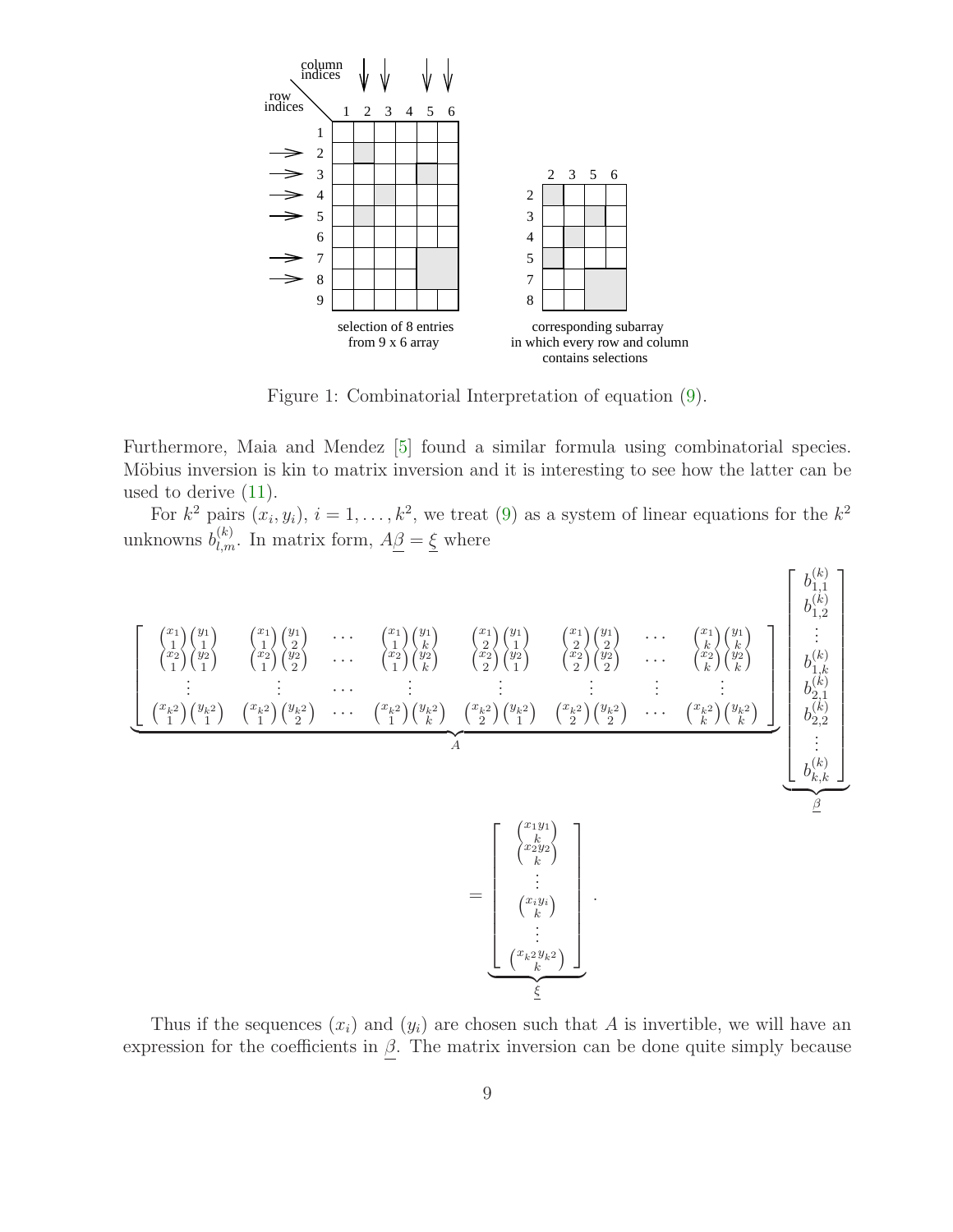Figure 1: Combinatorial Interpretation of equation (9).

Furthermore, Maia and Mendez [5] found a similar formula using combinatorial species. Möbius inversion is kin to matrix inversion and it is interesting to see how the latter can be used to derive (11).

For $k^2$ pairs $(x_i, y_i)$, $i = 1, \ldots, k^2$, we treat (9) as a system of linear equations for the $k^2$ unknowns $b^{(k)}_{l,m}$. In matrix form, $A\underline{\beta} = \underline{\xi}$ where

$$
\underbrace{\begin{bmatrix}
\binom{x_1}{1}\binom{y_1}{1} & \binom{x_1}{1}\binom{y_1}{2} & \cdots & \binom{x_1}{1}\binom{y_1}{k} & \binom{x_1}{2}\binom{y_1}{1} & \binom{x_1}{2}\binom{y_1}{2} & \cdots & \binom{x_1}{k}\binom{y_1}{k} \\
\binom{x_2}{1}\binom{y_2}{1} & \binom{x_2}{1}\binom{y_2}{2} & \cdots & \binom{x_2}{1}\binom{y_2}{k} & \binom{x_2}{2}\binom{y_2}{1} & \binom{x_2}{2}\binom{y_2}{2} & \cdots & \binom{x_2}{k}\binom{y_2}{k} \\
\vdots & \vdots & \cdots & \vdots & \vdots & \vdots & \vdots & \vdots \\
\binom{x_{k^2}}{1}\binom{y_{k^2}}{1} & \binom{x_{k^2}}{1}\binom{y_{k^2}}{2} & \cdots & \binom{x_{k^2}}{1}\binom{y_{k^2}}{k} & \binom{x_{k^2}}{2}\binom{y_{k^2}}{1} & \binom{x_{k^2}}{2}\binom{y_{k^2}}{2} & \cdots & \binom{x_{k^2}}{k}\binom{y_{k^2}}{k}
\end{bmatrix}}_{A}
\underbrace{\begin{bmatrix}
b^{(k)}_{1,1} \\ b^{(k)}_{1,2} \\ \vdots \\ b^{(k)}_{1,k} \\ b^{(k)}_{2,1} \\ b^{(k)}_{2,2} \\ \vdots \\ b^{(k)}_{k,k}
\end{bmatrix}}_{\underline{\beta}}
$$

$$
= \underbrace{\begin{bmatrix}
\binom{x_1 y_1}{k} \\ \binom{x_2 y_2}{k} \\ \vdots \\ \binom{x_i y_i}{k} \\ \vdots \\ \binom{x_{k^2} y_{k^2}}{k}
\end{bmatrix}}_{\underline{\xi}}.
$$

Thus if the sequences $(x_i)$ and $(y_i)$ are chosen such that $A$ is invertible, we will have an expression for the coefficients in $\underline{\beta}$. The matrix inversion can be done quite simply because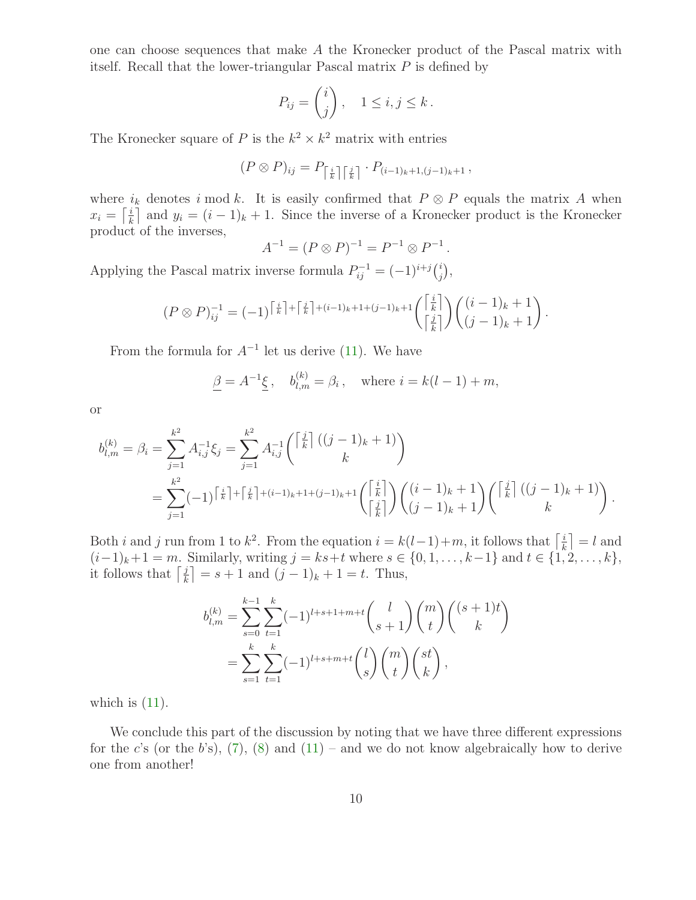one can choose sequences that make $A$ the Kronecker product of the Pascal matrix with itself. Recall that the lower-triangular Pascal matrix $P$ is defined by

$$P_{ij} = \binom{i}{j}, \quad 1 \le i, j \le k \,.$$

The Kronecker square of $P$ is the $k^2 \times k^2$ matrix with entries

$$(P \otimes P)_{ij} = P_{\lceil \frac{i}{k} \rceil \lceil \frac{j}{k} \rceil} \cdot P_{(i-1)_k+1,(j-1)_k+1} \,,$$

where $i_k$ denotes $i \bmod k$. It is easily confirmed that $P \otimes P$ equals the matrix $A$ when $x_i = \lceil \frac{i}{k} \rceil$ and $y_i = (i-1)_k + 1$. Since the inverse of a Kronecker product is the Kronecker product of the inverses,

$$A^{-1} = (P \otimes P)^{-1} = P^{-1} \otimes P^{-1} \,.$$

Applying the Pascal matrix inverse formula $P^{-1}_{ij} = (-1)^{i+j}\binom{i}{j}$,

$$(P \otimes P)^{-1}_{ij} = (-1)^{\lceil \frac{i}{k} \rceil + \lceil \frac{j}{k} \rceil + (i-1)_k + 1 + (j-1)_k + 1} \binom{\lceil \frac{i}{k} \rceil}{\lceil \frac{j}{k} \rceil} \binom{(i-1)_k + 1}{(j-1)_k + 1} \,.$$

From the formula for $A^{-1}$ let us derive (11). We have

$$\underline{\beta} = A^{-1} \underline{\xi} \,, \quad b^{(k)}_{l,m} = \beta_i \,, \quad \text{where } i = k(l-1) + m,$$

or

$$\begin{aligned} b^{(k)}_{l,m} = \beta_i &= \sum_{j=1}^{k^2} A^{-1}_{i,j} \xi_j = \sum_{j=1}^{k^2} A^{-1}_{i,j} \binom{\lceil \frac{j}{k} \rceil \, ((j-1)_k + 1)}{k} \\ &= \sum_{j=1}^{k^2} (-1)^{\lceil \frac{i}{k} \rceil + \lceil \frac{j}{k} \rceil + (i-1)_k + 1 + (j-1)_k + 1} \binom{\lceil \frac{i}{k} \rceil}{\lceil \frac{j}{k} \rceil} \binom{(i-1)_k + 1}{(j-1)_k + 1} \binom{\lceil \frac{j}{k} \rceil \, ((j-1)_k + 1)}{k} \,. \end{aligned}$$

Both $i$ and $j$ run from 1 to $k^2$. From the equation $i = k(l-1) + m$, it follows that $\lceil \frac{i}{k} \rceil = l$ and $(i-1)_k + 1 = m$. Similarly, writing $j = ks + t$ where $s \in \{0, 1, \ldots, k-1\}$ and $t \in \{1, 2, \ldots, k\}$, it follows that $\lceil \frac{j}{k} \rceil = s + 1$ and $(j-1)_k + 1 = t$. Thus,

$$\begin{aligned} b^{(k)}_{l,m} &= \sum_{s=0}^{k-1} \sum_{t=1}^{k} (-1)^{l+s+1+m+t} \binom{l}{s+1} \binom{m}{t} \binom{(s+1)t}{k} \\ &= \sum_{s=1}^{k} \sum_{t=1}^{k} (-1)^{l+s+m+t} \binom{l}{s} \binom{m}{t} \binom{st}{k} \,, \end{aligned}$$

which is (11).

We conclude this part of the discussion by noting that we have three different expressions for the $c$'s (or the $b$'s), (7), (8) and (11) – and we do not know algebraically how to derive one from another!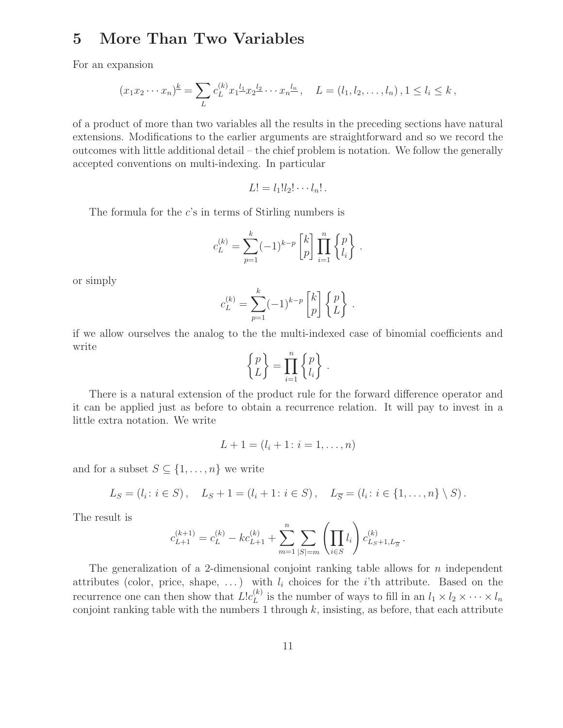# 5 More Than Two Variables

For an expansion

$$(x_1 x_2 \cdots x_n)^{\underline{k}} = \sum_L c_L^{(k)} x_1^{\underline{l_1}} x_2^{\underline{l_2}} \cdots x_n^{\underline{l_n}}, \quad L = (l_1, l_2, \ldots, l_n), 1 \le l_i \le k,$$

of a product of more than two variables all the results in the preceding sections have natural extensions. Modifications to the earlier arguments are straightforward and so we record the outcomes with little additional detail – the chief problem is notation. We follow the generally accepted conventions on multi-indexing. In particular

$$L! = l_1! l_2! \cdots l_n!.$$

The formula for the $c$'s in terms of Stirling numbers is

$$c_L^{(k)} = \sum_{p=1}^{k} (-1)^{k-p} \begin{bmatrix} k \\ p \end{bmatrix} \prod_{i=1}^{n} \begin{Bmatrix} p \\ l_i \end{Bmatrix}.$$

or simply

$$c_L^{(k)} = \sum_{p=1}^{k} (-1)^{k-p} \begin{bmatrix} k \\ p \end{bmatrix} \begin{Bmatrix} p \\ L \end{Bmatrix}.$$

if we allow ourselves the analog to the the multi-indexed case of binomial coefficients and write

$$\begin{Bmatrix} p \\ L \end{Bmatrix} = \prod_{i=1}^{n} \begin{Bmatrix} p \\ l_i \end{Bmatrix}.$$

There is a natural extension of the product rule for the forward difference operator and it can be applied just as before to obtain a recurrence relation. It will pay to invest in a little extra notation. We write

$$L + 1 = (l_i + 1 \colon i = 1, \ldots, n)$$

and for a subset $S \subseteq \{1, \ldots, n\}$ we write

$$L_S = (l_i \colon i \in S), \quad L_S + 1 = (l_i + 1 \colon i \in S), \quad L_{\overline{S}} = (l_i \colon i \in \{1, \ldots, n\} \setminus S).$$

The result is

$$c_{L+1}^{(k+1)} = c_L^{(k)} - k c_{L+1}^{(k)} + \sum_{m=1}^{n} \sum_{|S|=m} \left( \prod_{i \in S} l_i \right) c_{L_S+1, L_{\overline{S}}}^{(k)}.$$

The generalization of a 2-dimensional conjoint ranking table allows for $n$ independent attributes (color, price, shape, ...) with $l_i$ choices for the $i$'th attribute. Based on the recurrence one can then show that $L! c_L^{(k)}$ is the number of ways to fill in an $l_1 \times l_2 \times \cdots \times l_n$ conjoint ranking table with the numbers 1 through $k$, insisting, as before, that each attribute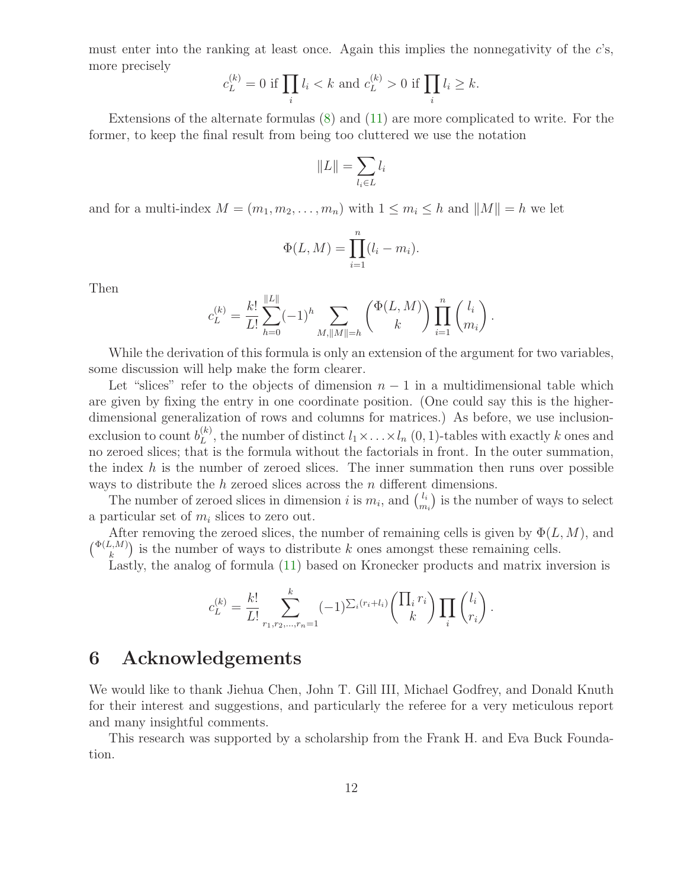must enter into the ranking at least once. Again this implies the nonnegativity of the $c$'s, more precisely

$$c_L^{(k)} = 0 \text{ if } \prod_i l_i < k \text{ and } c_L^{(k)} > 0 \text{ if } \prod_i l_i \geq k.$$

Extensions of the alternate formulas (8) and (11) are more complicated to write. For the former, to keep the final result from being too cluttered we use the notation

$$\|L\| = \sum_{l_i \in L} l_i$$

and for a multi-index $M = (m_1, m_2, \ldots, m_n)$ with $1 \leq m_i \leq h$ and $\|M\| = h$ we let

$$\Phi(L, M) = \prod_{i=1}^{n} (l_i - m_i).$$

Then

$$c_L^{(k)} = \frac{k!}{L!} \sum_{h=0}^{\|L\|} (-1)^h \sum_{M, \|M\|=h} \binom{\Phi(L, M)}{k} \prod_{i=1}^{n} \binom{l_i}{m_i}.$$

While the derivation of this formula is only an extension of the argument for two variables, some discussion will help make the form clearer.

Let "slices" refer to the objects of dimension $n - 1$ in a multidimensional table which are given by fixing the entry in one coordinate position. (One could say this is the higher-dimensional generalization of rows and columns for matrices.) As before, we use inclusion-exclusion to count $b_L^{(k)}$, the number of distinct $l_1 \times \ldots \times l_n$ $(0, 1)$-tables with exactly $k$ ones and no zeroed slices; that is the formula without the factorials in front. In the outer summation, the index $h$ is the number of zeroed slices. The inner summation then runs over possible ways to distribute the $h$ zeroed slices across the $n$ different dimensions.

The number of zeroed slices in dimension $i$ is $m_i$, and $\binom{l_i}{m_i}$ is the number of ways to select a particular set of $m_i$ slices to zero out.

After removing the zeroed slices, the number of remaining cells is given by $\Phi(L, M)$, and $\binom{\Phi(L,M)}{k}$ is the number of ways to distribute $k$ ones amongst these remaining cells.

Lastly, the analog of formula (11) based on Kronecker products and matrix inversion is

$$c_L^{(k)} = \frac{k!}{L!} \sum_{r_1, r_2, \ldots, r_n = 1}^{k} (-1)^{\sum_i (r_i + l_i)} \binom{\prod_i r_i}{k} \prod_i \binom{l_i}{r_i}.$$

# 6 Acknowledgements

We would like to thank Jiehua Chen, John T. Gill III, Michael Godfrey, and Donald Knuth for their interest and suggestions, and particularly the referee for a very meticulous report and many insightful comments.

This research was supported by a scholarship from the Frank H. and Eva Buck Foundation.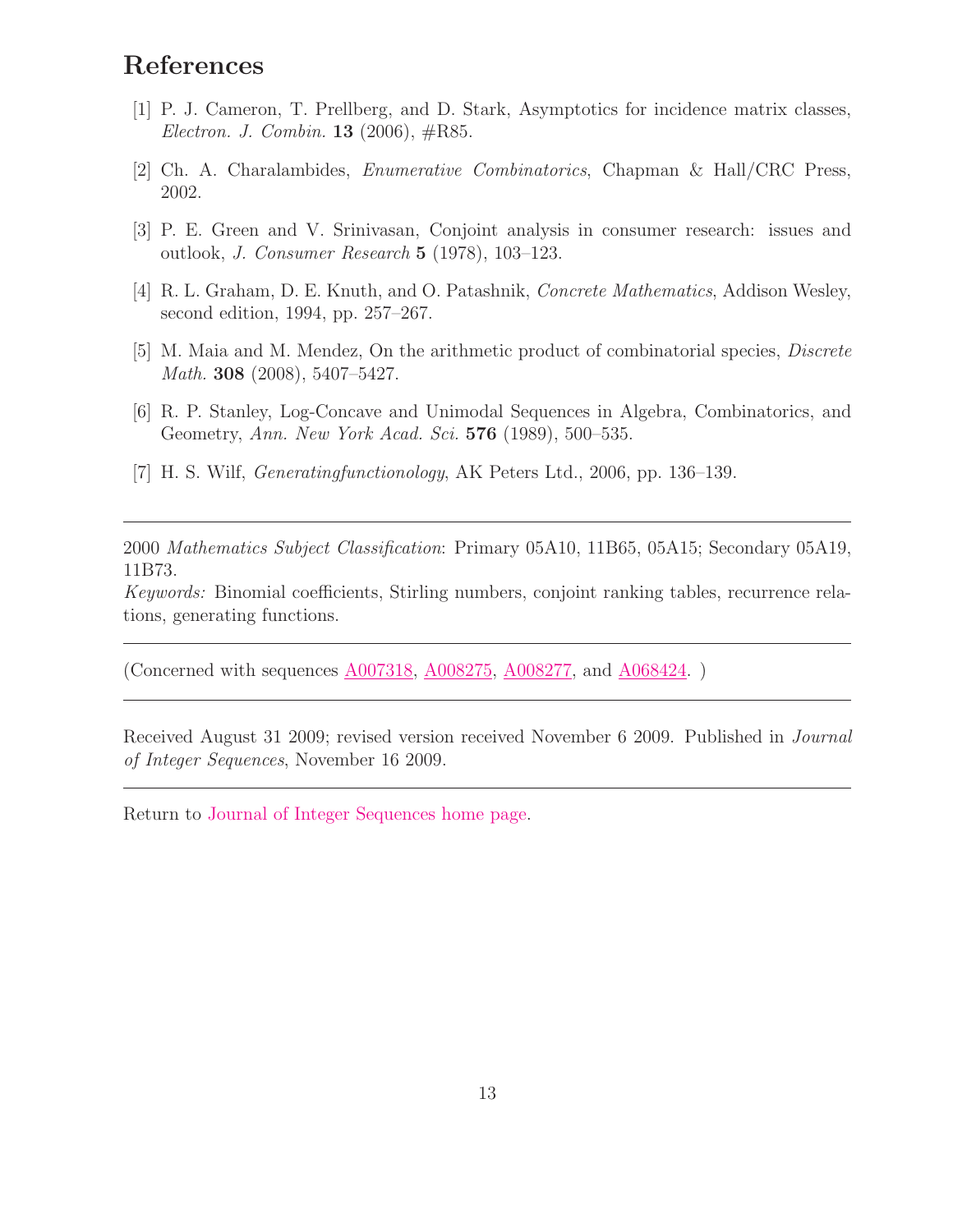# References

[1] P. J. Cameron, T. Prellberg, and D. Stark, Asymptotics for incidence matrix classes, *Electron. J. Combin.* **13** (2006), #R85.

[2] Ch. A. Charalambides, *Enumerative Combinatorics*, Chapman & Hall/CRC Press, 2002.

[3] P. E. Green and V. Srinivasan, Conjoint analysis in consumer research: issues and outlook, *J. Consumer Research* **5** (1978), 103–123.

[4] R. L. Graham, D. E. Knuth, and O. Patashnik, *Concrete Mathematics*, Addison Wesley, second edition, 1994, pp. 257–267.

[5] M. Maia and M. Mendez, On the arithmetic product of combinatorial species, *Discrete Math.* **308** (2008), 5407–5427.

[6] R. P. Stanley, Log-Concave and Unimodal Sequences in Algebra, Combinatorics, and Geometry, *Ann. New York Acad. Sci.* **576** (1989), 500–535.

[7] H. S. Wilf, *Generatingfunctionology*, AK Peters Ltd., 2006, pp. 136–139.

---

2000 *Mathematics Subject Classification*: Primary 05A10, 11B65, 05A15; Secondary 05A19, 11B73.

*Keywords:* Binomial coefficients, Stirling numbers, conjoint ranking tables, recurrence relations, generating functions.

---

(Concerned with sequences A007318, A008275, A008277, and A068424. )

---

Received August 31 2009; revised version received November 6 2009. Published in *Journal of Integer Sequences*, November 16 2009.

---

Return to Journal of Integer Sequences home page.